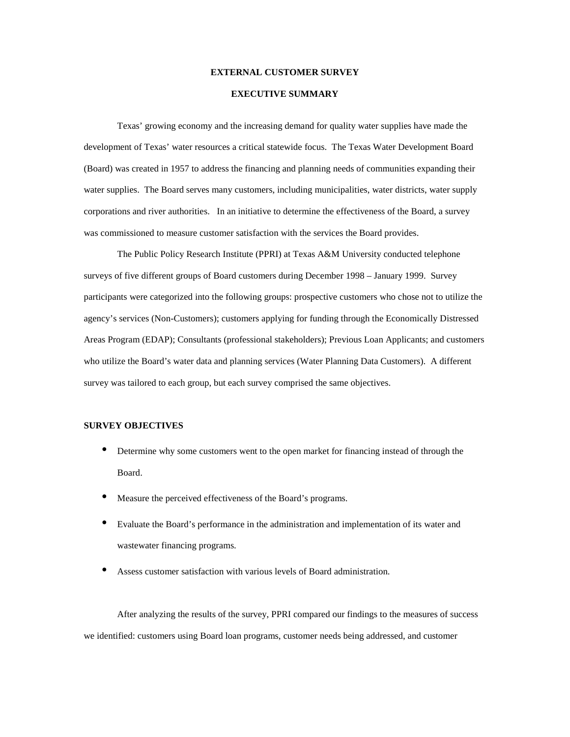# EXTERNAL CUSTOMER SURVEY

## EXECUTIVE SUMMARY

Texas' growing economy and the increasing demand for quality water supplies have made the development of Texas' water resources a critical statewide focus. The Texas Water Development Board (Board) was created in 1957 to address the financing and planning needs of communities expanding their water supplies. The Board serves many customers, including municipalities, water districts, water supply corporations and river authorities. In an initiative to determine the effectiveness of the Board, a survey was commissioned to measure customer satisfaction with the services the Board provides.

The Public Policy Research Institute (PPRI) at Texas A&M University conducted telephone surveys of five different groups of Board customers during December 1998 – January 1999. Survey participants were categorized into the following groups: prospective customers who chose not to utilize the agency's services (Non-Customers); customers applying for funding through the Economically Distressed Areas Program (EDAP); Consultants (professional stakeholders); Previous Loan Applicants; and customers who utilize the Board's water data and planning services (Water Planning Data Customers). A different survey was tailored to each group, but each survey comprised the same objectives.

### SURVEY OBJECTIVES

- Determine why some customers went to the open market for financing instead of through the Board.
- Measure the perceived effectiveness of the Board's programs.
- Evaluate the Board's performance in the administration and implementation of its water and wastewater financing programs.
- Assess customer satisfaction with various levels of Board administration.

After analyzing the results of the survey, PPRI compared our findings to the measures of success we identified: customers using Board loan programs, customer needs being addressed, and customer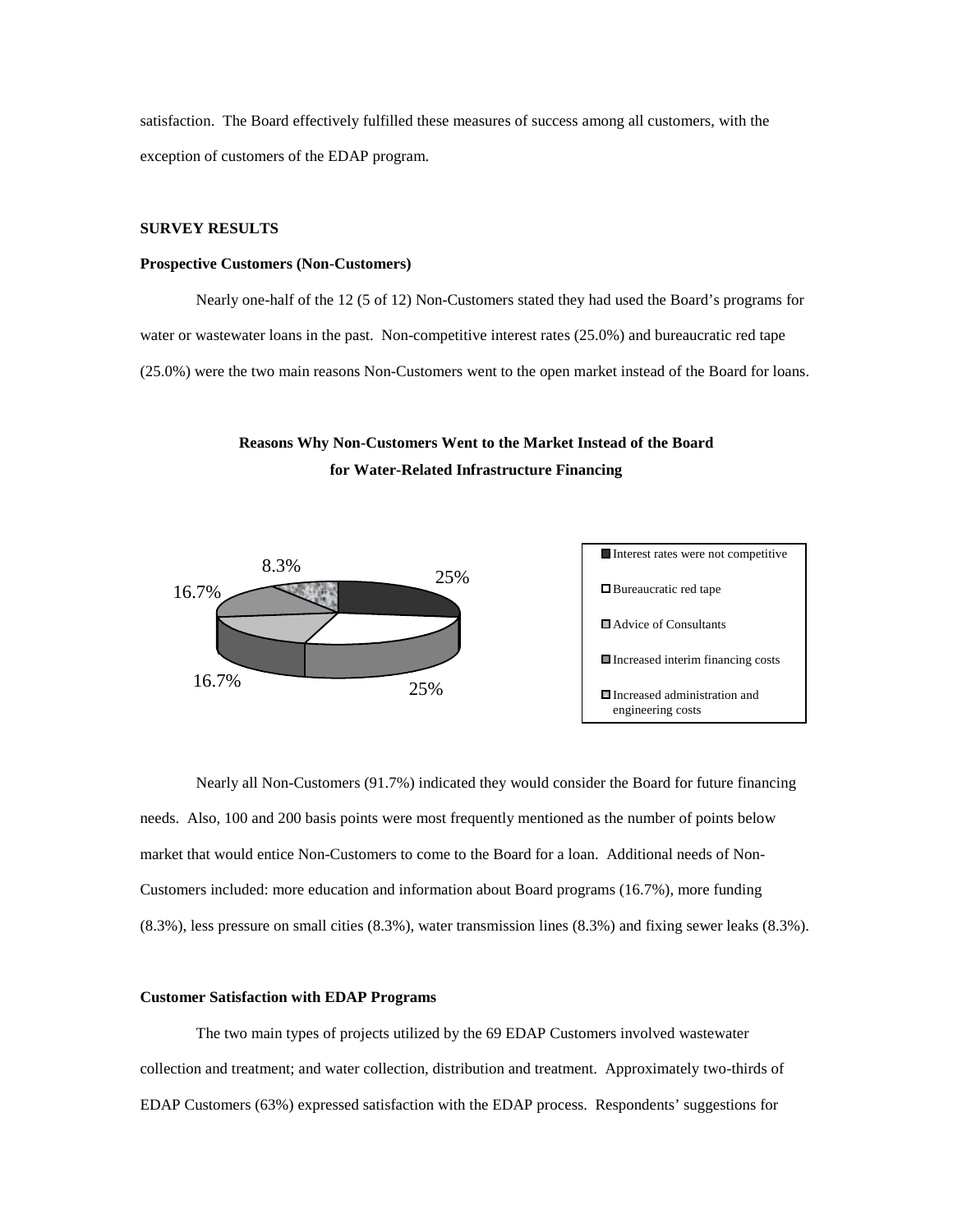satisfaction. The Board effectively fulfilled these measures of success among all customers, with the exception of customers of the EDAP program.

## SURVEY RESULTS

### Prospective Customers (Non-Customers)

Nearly one-half of the 12 (5 of 12) Non-Customers stated they had used the Board's programs for water or wastewater loans in the past. Non-competitive interest rates (25.0%) and bureaucratic red tape (25.0%) were the two main reasons Non-Customers went to the open market instead of the Board for loans.

**Reasons Why Non-Customers Went to the Market Instead of the Board for Water-Related Infrastructure Financing**

| Reason | Percent |
|---|---|
| Interest rates were not competitive | 25% |
| Bureaucratic red tape | 25% |
| Advice of Consultants | 16.7% |
| Increased interim financing costs | 16.7% |
| Increased administration and engineering costs | 8.3% |

Nearly all Non-Customers (91.7%) indicated they would consider the Board for future financing needs. Also, 100 and 200 basis points were most frequently mentioned as the number of points below market that would entice Non-Customers to come to the Board for a loan. Additional needs of Non-Customers included: more education and information about Board programs (16.7%), more funding (8.3%), less pressure on small cities (8.3%), water transmission lines (8.3%) and fixing sewer leaks (8.3%).

### Customer Satisfaction with EDAP Programs

The two main types of projects utilized by the 69 EDAP Customers involved wastewater collection and treatment; and water collection, distribution and treatment. Approximately two-thirds of EDAP Customers (63%) expressed satisfaction with the EDAP process. Respondents' suggestions for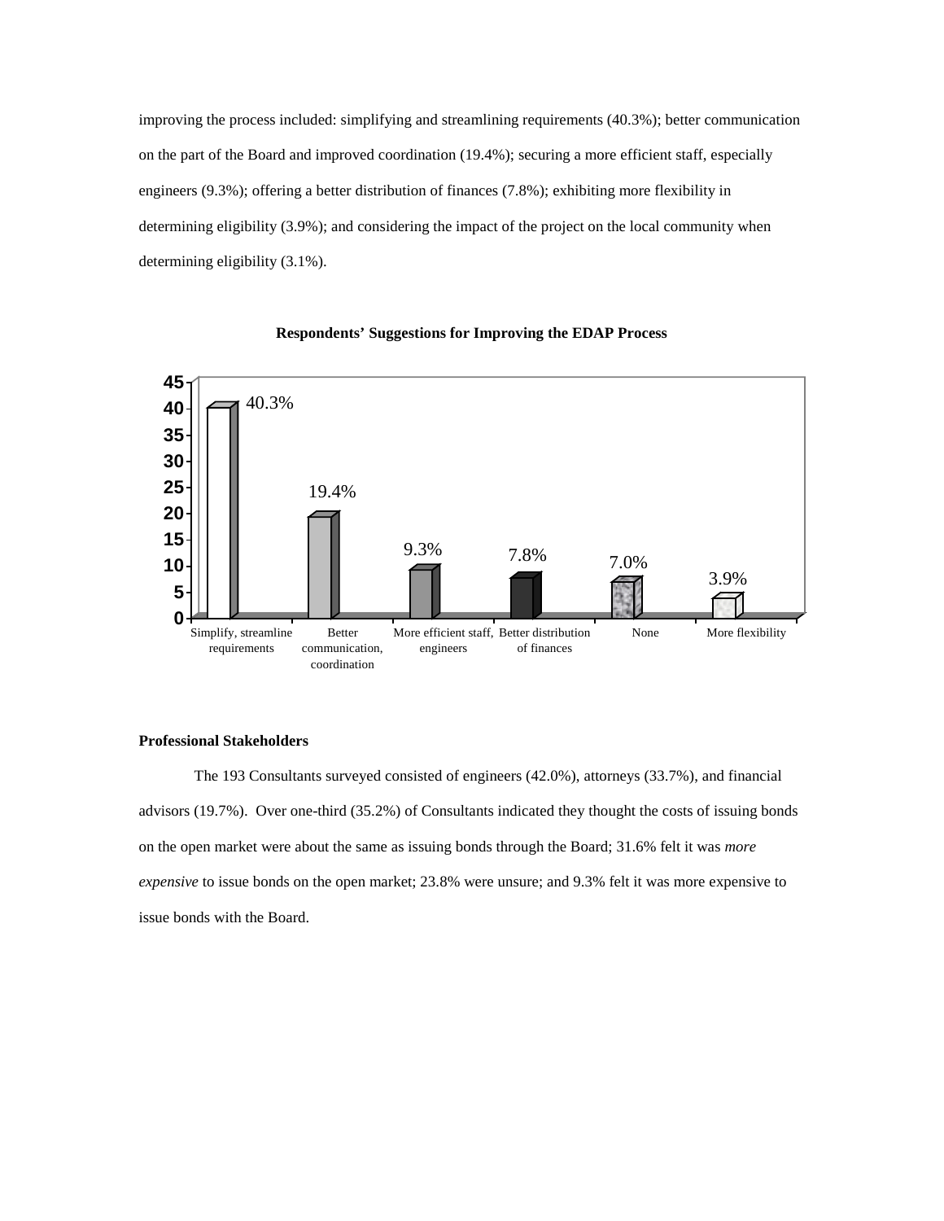improving the process included: simplifying and streamlining requirements (40.3%); better communication on the part of the Board and improved coordination (19.4%); securing a more efficient staff, especially engineers (9.3%); offering a better distribution of finances (7.8%); exhibiting more flexibility in determining eligibility (3.9%); and considering the impact of the project on the local community when determining eligibility (3.1%).

**Respondents' Suggestions for Improving the EDAP Process**

| Suggestion | Percent |
|---|---|
| Simplify, streamline requirements | 40.3% |
| Better communication, coordination | 19.4% |
| More efficient staff, engineers | 9.3% |
| Better distribution of finances | 7.8% |
| None | 7.0% |
| More flexibility | 3.9% |

**Professional Stakeholders**

The 193 Consultants surveyed consisted of engineers (42.0%), attorneys (33.7%), and financial advisors (19.7%). Over one-third (35.2%) of Consultants indicated they thought the costs of issuing bonds on the open market were about the same as issuing bonds through the Board; 31.6% felt it was *more expensive* to issue bonds on the open market; 23.8% were unsure; and 9.3% felt it was more expensive to issue bonds with the Board.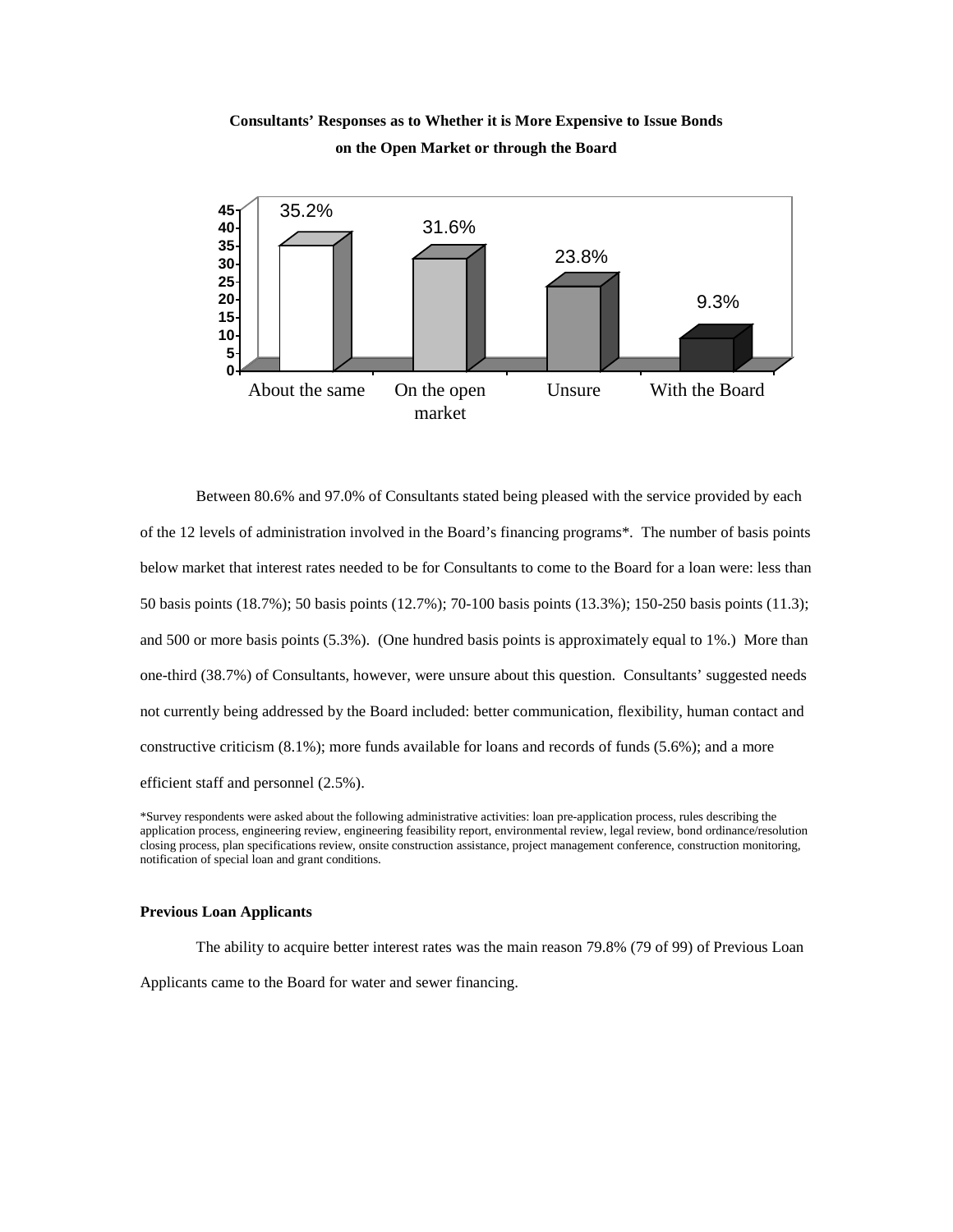**Consultants' Responses as to Whether it is More Expensive to Issue Bonds on the Open Market or through the Board**

| Response | Percent |
|---|---|
| About the same | 35.2% |
| On the open market | 31.6% |
| Unsure | 23.8% |
| With the Board | 9.3% |

Between 80.6% and 97.0% of Consultants stated being pleased with the service provided by each of the 12 levels of administration involved in the Board's financing programs*. The number of basis points below market that interest rates needed to be for Consultants to come to the Board for a loan were: less than 50 basis points (18.7%); 50 basis points (12.7%); 70-100 basis points (13.3%); 150-250 basis points (11.3); and 500 or more basis points (5.3%). (One hundred basis points is approximately equal to 1%.) More than one-third (38.7%) of Consultants, however, were unsure about this question. Consultants' suggested needs not currently being addressed by the Board included: better communication, flexibility, human contact and constructive criticism (8.1%); more funds available for loans and records of funds (5.6%); and a more efficient staff and personnel (2.5%).

*Survey respondents were asked about the following administrative activities: loan pre-application process, rules describing the application process, engineering review, engineering feasibility report, environmental review, legal review, bond ordinance/resolution closing process, plan specifications review, onsite construction assistance, project management conference, construction monitoring, notification of special loan and grant conditions.

**Previous Loan Applicants**

The ability to acquire better interest rates was the main reason 79.8% (79 of 99) of Previous Loan Applicants came to the Board for water and sewer financing.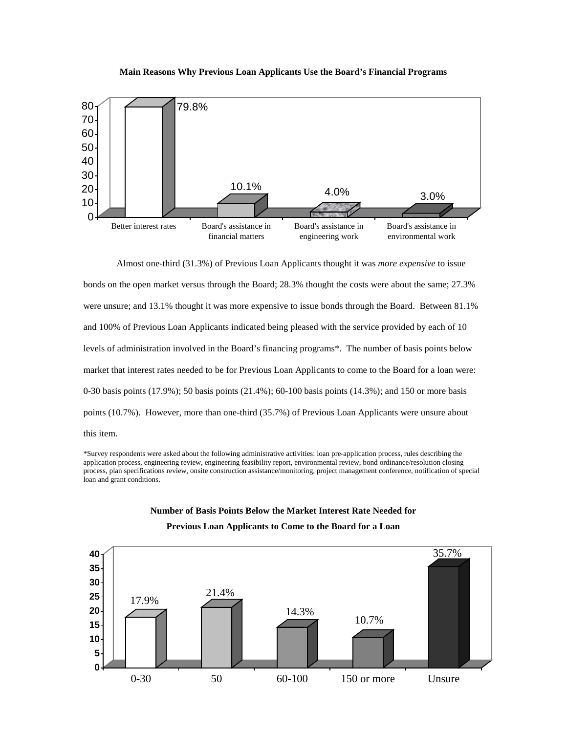**Main Reasons Why Previous Loan Applicants Use the Board's Financial Programs**

| Reason | Percent |
| --- | --- |
| Better interest rates | 79.8% |
| Board's assistance in financial matters | 10.1% |
| Board's assistance in engineering work | 4.0% |
| Board's assistance in environmental work | 3.0% |

Almost one-third (31.3%) of Previous Loan Applicants thought it was *more expensive* to issue bonds on the open market versus through the Board; 28.3% thought the costs were about the same; 27.3% were unsure; and 13.1% thought it was more expensive to issue bonds through the Board. Between 81.1% and 100% of Previous Loan Applicants indicated being pleased with the service provided by each of 10 levels of administration involved in the Board's financing programs*. The number of basis points below market that interest rates needed to be for Previous Loan Applicants to come to the Board for a loan were: 0-30 basis points (17.9%); 50 basis points (21.4%); 60-100 basis points (14.3%); and 150 or more basis points (10.7%). However, more than one-third (35.7%) of Previous Loan Applicants were unsure about this item.

*Survey respondents were asked about the following administrative activities: loan pre-application process, rules describing the application process, engineering review, engineering feasibility report, environmental review, bond ordinance/resolution closing process, plan specifications review, onsite construction assistance/monitoring, project management conference, notification of special loan and grant conditions.

**Number of Basis Points Below the Market Interest Rate Needed for Previous Loan Applicants to Come to the Board for a Loan**

| Basis Points | Percent |
| --- | --- |
| 0-30 | 17.9% |
| 50 | 21.4% |
| 60-100 | 14.3% |
| 150 or more | 10.7% |
| Unsure | 35.7% |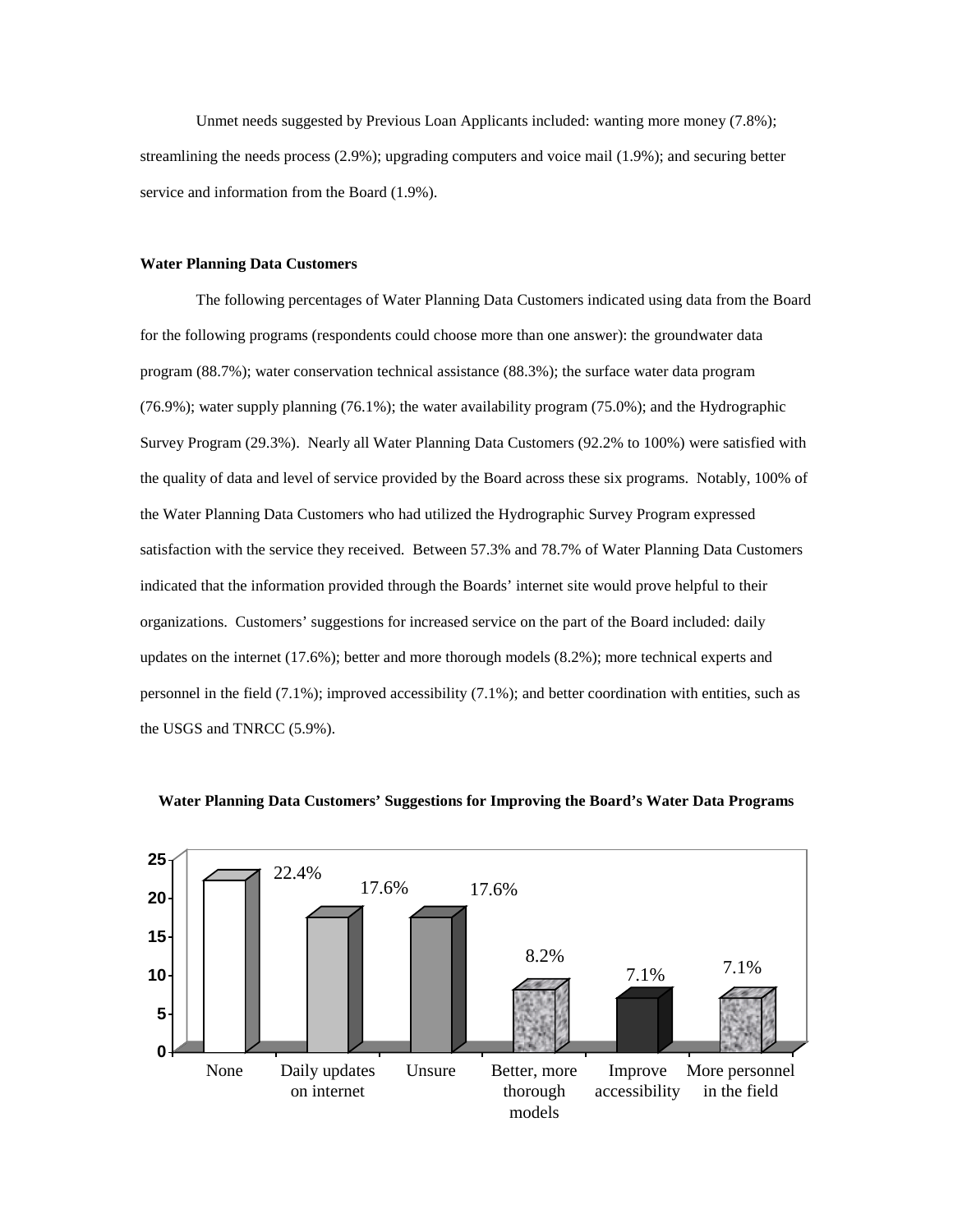Unmet needs suggested by Previous Loan Applicants included: wanting more money (7.8%); streamlining the needs process (2.9%); upgrading computers and voice mail (1.9%); and securing better service and information from the Board (1.9%).

**Water Planning Data Customers**

The following percentages of Water Planning Data Customers indicated using data from the Board for the following programs (respondents could choose more than one answer): the groundwater data program (88.7%); water conservation technical assistance (88.3%); the surface water data program (76.9%); water supply planning (76.1%); the water availability program (75.0%); and the Hydrographic Survey Program (29.3%). Nearly all Water Planning Data Customers (92.2% to 100%) were satisfied with the quality of data and level of service provided by the Board across these six programs. Notably, 100% of the Water Planning Data Customers who had utilized the Hydrographic Survey Program expressed satisfaction with the service they received. Between 57.3% and 78.7% of Water Planning Data Customers indicated that the information provided through the Boards' internet site would prove helpful to their organizations. Customers' suggestions for increased service on the part of the Board included: daily updates on the internet (17.6%); better and more thorough models (8.2%); more technical experts and personnel in the field (7.1%); improved accessibility (7.1%); and better coordination with entities, such as the USGS and TNRCC (5.9%).

**Water Planning Data Customers' Suggestions for Improving the Board's Water Data Programs**

| Suggestion | Percent |
|---|---|
| None | 22.4% |
| Daily updates on internet | 17.6% |
| Unsure | 17.6% |
| Better, more thorough models | 8.2% |
| Improve accessibility | 7.1% |
| More personnel in the field | 7.1% |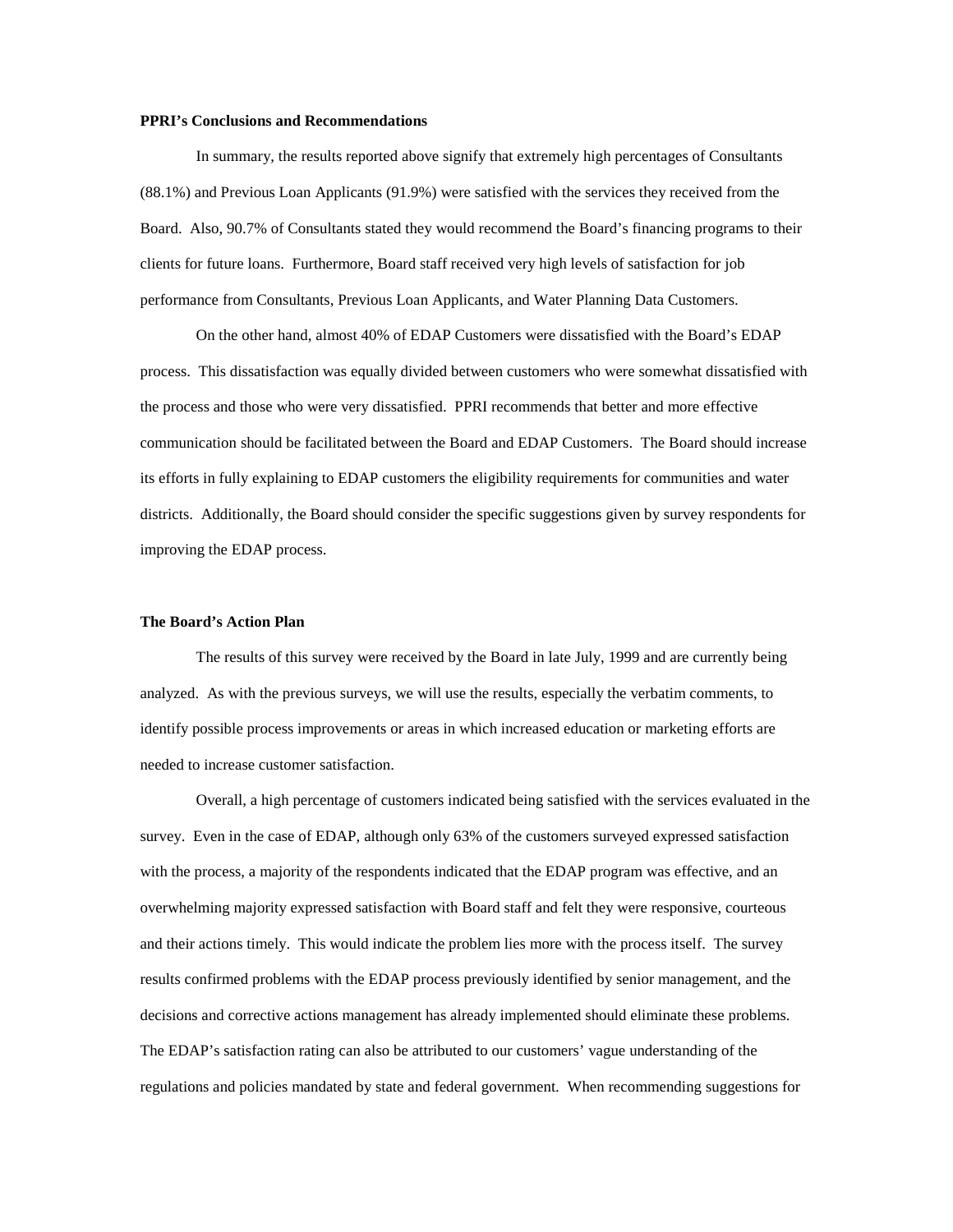**PPRI's Conclusions and Recommendations**

In summary, the results reported above signify that extremely high percentages of Consultants (88.1%) and Previous Loan Applicants (91.9%) were satisfied with the services they received from the Board. Also, 90.7% of Consultants stated they would recommend the Board's financing programs to their clients for future loans. Furthermore, Board staff received very high levels of satisfaction for job performance from Consultants, Previous Loan Applicants, and Water Planning Data Customers.

On the other hand, almost 40% of EDAP Customers were dissatisfied with the Board's EDAP process. This dissatisfaction was equally divided between customers who were somewhat dissatisfied with the process and those who were very dissatisfied. PPRI recommends that better and more effective communication should be facilitated between the Board and EDAP Customers. The Board should increase its efforts in fully explaining to EDAP customers the eligibility requirements for communities and water districts. Additionally, the Board should consider the specific suggestions given by survey respondents for improving the EDAP process.

**The Board's Action Plan**

The results of this survey were received by the Board in late July, 1999 and are currently being analyzed. As with the previous surveys, we will use the results, especially the verbatim comments, to identify possible process improvements or areas in which increased education or marketing efforts are needed to increase customer satisfaction.

Overall, a high percentage of customers indicated being satisfied with the services evaluated in the survey. Even in the case of EDAP, although only 63% of the customers surveyed expressed satisfaction with the process, a majority of the respondents indicated that the EDAP program was effective, and an overwhelming majority expressed satisfaction with Board staff and felt they were responsive, courteous and their actions timely. This would indicate the problem lies more with the process itself. The survey results confirmed problems with the EDAP process previously identified by senior management, and the decisions and corrective actions management has already implemented should eliminate these problems. The EDAP's satisfaction rating can also be attributed to our customers' vague understanding of the regulations and policies mandated by state and federal government. When recommending suggestions for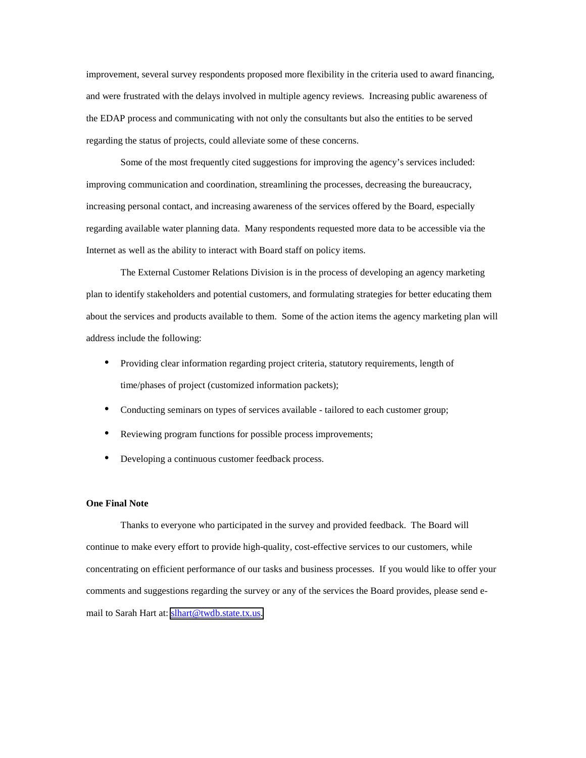improvement, several survey respondents proposed more flexibility in the criteria used to award financing, and were frustrated with the delays involved in multiple agency reviews. Increasing public awareness of the EDAP process and communicating with not only the consultants but also the entities to be served regarding the status of projects, could alleviate some of these concerns.

Some of the most frequently cited suggestions for improving the agency's services included: improving communication and coordination, streamlining the processes, decreasing the bureaucracy, increasing personal contact, and increasing awareness of the services offered by the Board, especially regarding available water planning data. Many respondents requested more data to be accessible via the Internet as well as the ability to interact with Board staff on policy items.

The External Customer Relations Division is in the process of developing an agency marketing plan to identify stakeholders and potential customers, and formulating strategies for better educating them about the services and products available to them. Some of the action items the agency marketing plan will address include the following:

- Providing clear information regarding project criteria, statutory requirements, length of time/phases of project (customized information packets);
- Conducting seminars on types of services available - tailored to each customer group;
- Reviewing program functions for possible process improvements;
- Developing a continuous customer feedback process.

**One Final Note**

Thanks to everyone who participated in the survey and provided feedback. The Board will continue to make every effort to provide high-quality, cost-effective services to our customers, while concentrating on efficient performance of our tasks and business processes. If you would like to offer your comments and suggestions regarding the survey or any of the services the Board provides, please send e-mail to Sarah Hart at: slhart@twdb.state.tx.us.